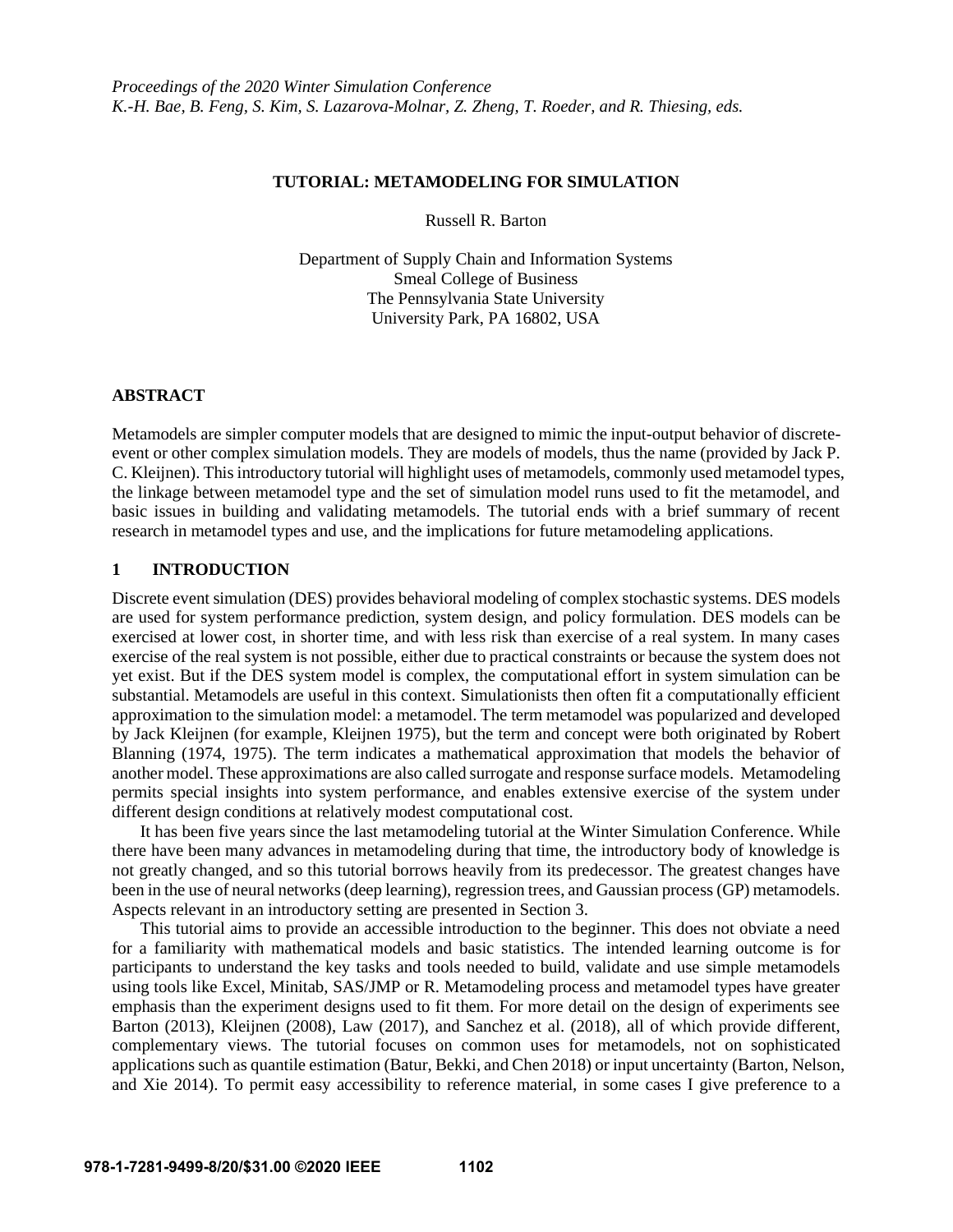*Proceedings of the 2020 Winter Simulation Conference*
*K.-H. Bae, B. Feng, S. Kim, S. Lazarova-Molnar, Z. Zheng, T. Roeder, and R. Thiesing, eds.*

# TUTORIAL: METAMODELING FOR SIMULATION

Russell R. Barton

Department of Supply Chain and Information Systems
Smeal College of Business
The Pennsylvania State University
University Park, PA 16802, USA

## ABSTRACT

Metamodels are simpler computer models that are designed to mimic the input-output behavior of discrete-event or other complex simulation models. They are models of models, thus the name (provided by Jack P. C. Kleijnen). This introductory tutorial will highlight uses of metamodels, commonly used metamodel types, the linkage between metamodel type and the set of simulation model runs used to fit the metamodel, and basic issues in building and validating metamodels. The tutorial ends with a brief summary of recent research in metamodel types and use, and the implications for future metamodeling applications.

## 1 INTRODUCTION

Discrete event simulation (DES) provides behavioral modeling of complex stochastic systems. DES models are used for system performance prediction, system design, and policy formulation. DES models can be exercised at lower cost, in shorter time, and with less risk than exercise of a real system. In many cases exercise of the real system is not possible, either due to practical constraints or because the system does not yet exist. But if the DES system model is complex, the computational effort in system simulation can be substantial. Metamodels are useful in this context. Simulationists then often fit a computationally efficient approximation to the simulation model: a metamodel. The term metamodel was popularized and developed by Jack Kleijnen (for example, Kleijnen 1975), but the term and concept were both originated by Robert Blanning (1974, 1975). The term indicates a mathematical approximation that models the behavior of another model. These approximations are also called surrogate and response surface models. Metamodeling permits special insights into system performance, and enables extensive exercise of the system under different design conditions at relatively modest computational cost.

It has been five years since the last metamodeling tutorial at the Winter Simulation Conference. While there have been many advances in metamodeling during that time, the introductory body of knowledge is not greatly changed, and so this tutorial borrows heavily from its predecessor. The greatest changes have been in the use of neural networks (deep learning), regression trees, and Gaussian process (GP) metamodels. Aspects relevant in an introductory setting are presented in Section 3.

This tutorial aims to provide an accessible introduction to the beginner. This does not obviate a need for a familiarity with mathematical models and basic statistics. The intended learning outcome is for participants to understand the key tasks and tools needed to build, validate and use simple metamodels using tools like Excel, Minitab, SAS/JMP or R. Metamodeling process and metamodel types have greater emphasis than the experiment designs used to fit them. For more detail on the design of experiments see Barton (2013), Kleijnen (2008), Law (2017), and Sanchez et al. (2018), all of which provide different, complementary views. The tutorial focuses on common uses for metamodels, not on sophisticated applications such as quantile estimation (Batur, Bekki, and Chen 2018) or input uncertainty (Barton, Nelson, and Xie 2014). To permit easy accessibility to reference material, in some cases I give preference to a

978-1-7281-9499-8/20/$31.00 ©2020 IEEE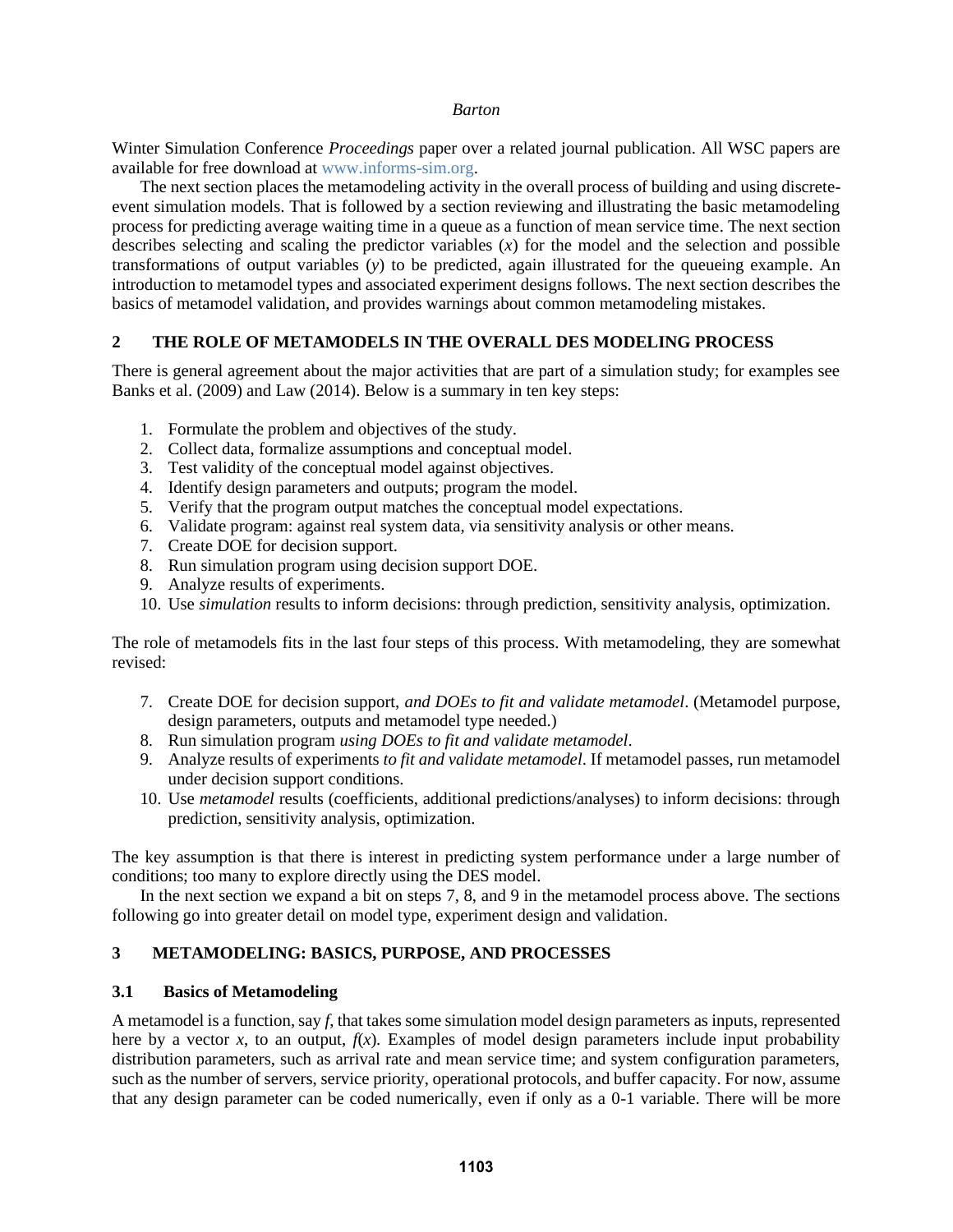Winter Simulation Conference *Proceedings* paper over a related journal publication. All WSC papers are available for free download at www.informs-sim.org.

The next section places the metamodeling activity in the overall process of building and using discrete-event simulation models. That is followed by a section reviewing and illustrating the basic metamodeling process for predicting average waiting time in a queue as a function of mean service time. The next section describes selecting and scaling the predictor variables ($x$) for the model and the selection and possible transformations of output variables ($y$) to be predicted, again illustrated for the queueing example. An introduction to metamodel types and associated experiment designs follows. The next section describes the basics of metamodel validation, and provides warnings about common metamodeling mistakes.

## 2 THE ROLE OF METAMODELS IN THE OVERALL DES MODELING PROCESS

There is general agreement about the major activities that are part of a simulation study; for examples see Banks et al. (2009) and Law (2014). Below is a summary in ten key steps:

1. Formulate the problem and objectives of the study.
2. Collect data, formalize assumptions and conceptual model.
3. Test validity of the conceptual model against objectives.
4. Identify design parameters and outputs; program the model.
5. Verify that the program output matches the conceptual model expectations.
6. Validate program: against real system data, via sensitivity analysis or other means.
7. Create DOE for decision support.
8. Run simulation program using decision support DOE.
9. Analyze results of experiments.
10. Use *simulation* results to inform decisions: through prediction, sensitivity analysis, optimization.

The role of metamodels fits in the last four steps of this process. With metamodeling, they are somewhat revised:

7. Create DOE for decision support, *and DOEs to fit and validate metamodel*. (Metamodel purpose, design parameters, outputs and metamodel type needed.)
8. Run simulation program *using DOEs to fit and validate metamodel*.
9. Analyze results of experiments *to fit and validate metamodel*. If metamodel passes, run metamodel under decision support conditions.
10. Use *metamodel* results (coefficients, additional predictions/analyses) to inform decisions: through prediction, sensitivity analysis, optimization.

The key assumption is that there is interest in predicting system performance under a large number of conditions; too many to explore directly using the DES model.

In the next section we expand a bit on steps 7, 8, and 9 in the metamodel process above. The sections following go into greater detail on model type, experiment design and validation.

## 3 METAMODELING: BASICS, PURPOSE, AND PROCESSES

### 3.1 Basics of Metamodeling

A metamodel is a function, say $f$, that takes some simulation model design parameters as inputs, represented here by a vector $x$, to an output, $f(x)$. Examples of model design parameters include input probability distribution parameters, such as arrival rate and mean service time; and system configuration parameters, such as the number of servers, service priority, operational protocols, and buffer capacity. For now, assume that any design parameter can be coded numerically, even if only as a 0-1 variable. There will be more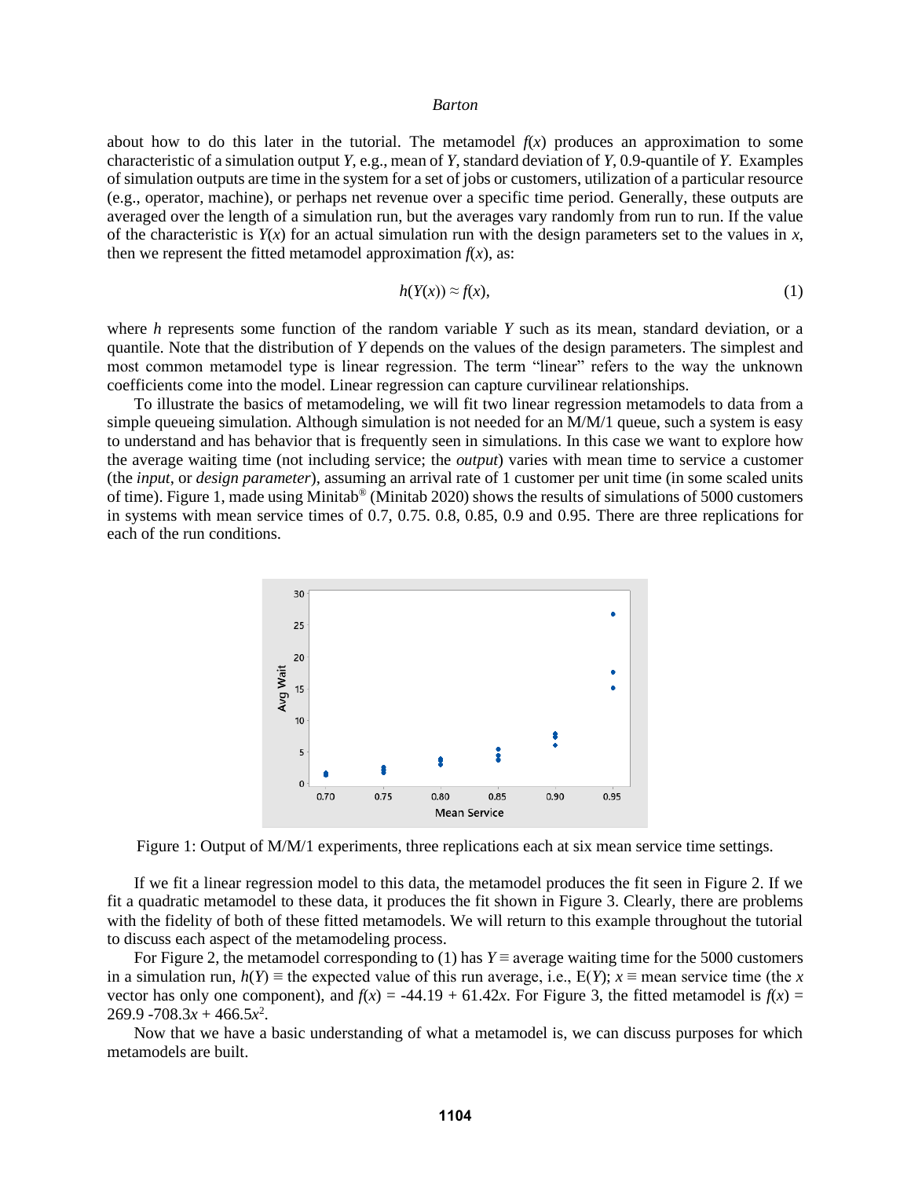about how to do this later in the tutorial. The metamodel $f(x)$ produces an approximation to some characteristic of a simulation output $Y$, e.g., mean of $Y$, standard deviation of $Y$, 0.9-quantile of $Y$. Examples of simulation outputs are time in the system for a set of jobs or customers, utilization of a particular resource (e.g., operator, machine), or perhaps net revenue over a specific time period. Generally, these outputs are averaged over the length of a simulation run, but the averages vary randomly from run to run. If the value of the characteristic is $Y(x)$ for an actual simulation run with the design parameters set to the values in $x$, then we represent the fitted metamodel approximation $f(x)$, as:

$$h(Y(x)) \approx f(x), \tag{1}$$

where $h$ represents some function of the random variable $Y$ such as its mean, standard deviation, or a quantile. Note that the distribution of $Y$ depends on the values of the design parameters. The simplest and most common metamodel type is linear regression. The term "linear" refers to the way the unknown coefficients come into the model. Linear regression can capture curvilinear relationships.

To illustrate the basics of metamodeling, we will fit two linear regression metamodels to data from a simple queueing simulation. Although simulation is not needed for an M/M/1 queue, such a system is easy to understand and has behavior that is frequently seen in simulations. In this case we want to explore how the average waiting time (not including service; the *output*) varies with mean time to service a customer (the *input*, or *design parameter*), assuming an arrival rate of 1 customer per unit time (in some scaled units of time). Figure 1, made using Minitab® (Minitab 2020) shows the results of simulations of 5000 customers in systems with mean service times of 0.7, 0.75. 0.8, 0.85, 0.9 and 0.95. There are three replications for each of the run conditions.

Figure 1: Output of M/M/1 experiments, three replications each at six mean service time settings.

If we fit a linear regression model to this data, the metamodel produces the fit seen in Figure 2. If we fit a quadratic metamodel to these data, it produces the fit shown in Figure 3. Clearly, there are problems with the fidelity of both of these fitted metamodels. We will return to this example throughout the tutorial to discuss each aspect of the metamodeling process.

For Figure 2, the metamodel corresponding to (1) has $Y \equiv$ average waiting time for the 5000 customers in a simulation run, $h(Y) \equiv$ the expected value of this run average, i.e., $E(Y)$; $x \equiv$ mean service time (the $x$ vector has only one component), and $f(x) = -44.19 + 61.42x$. For Figure 3, the fitted metamodel is $f(x) = 269.9 - 708.3x + 466.5x^2$.

Now that we have a basic understanding of what a metamodel is, we can discuss purposes for which metamodels are built.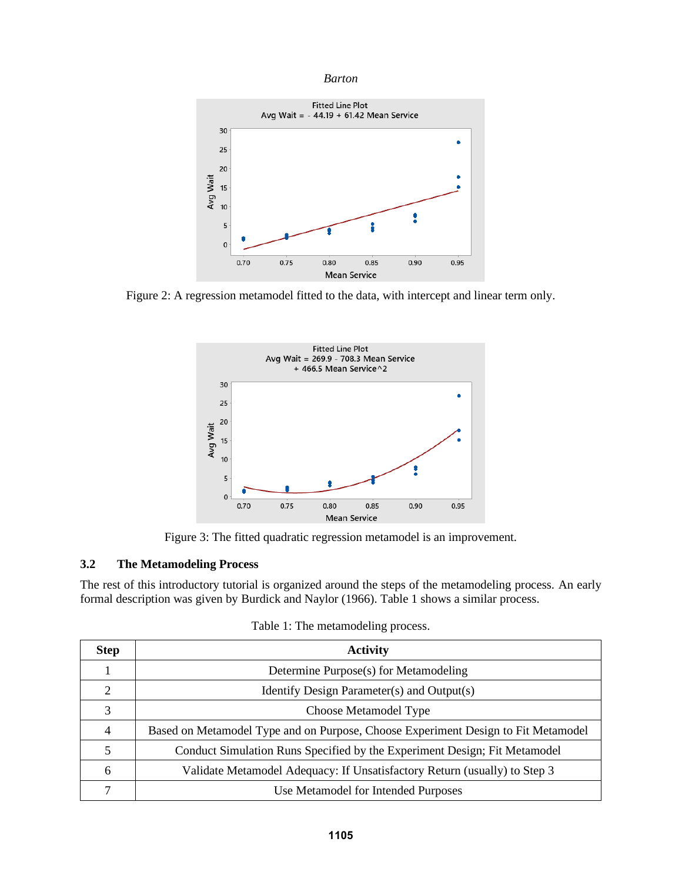Figure 2: A regression metamodel fitted to the data, with intercept and linear term only.

Figure 3: The fitted quadratic regression metamodel is an improvement.

### 3.2 The Metamodeling Process

The rest of this introductory tutorial is organized around the steps of the metamodeling process. An early formal description was given by Burdick and Naylor (1966). Table 1 shows a similar process.

Table 1: The metamodeling process.

| Step | Activity |
|---|---|
| 1 | Determine Purpose(s) for Metamodeling |
| 2 | Identify Design Parameter(s) and Output(s) |
| 3 | Choose Metamodel Type |
| 4 | Based on Metamodel Type and on Purpose, Choose Experiment Design to Fit Metamodel |
| 5 | Conduct Simulation Runs Specified by the Experiment Design; Fit Metamodel |
| 6 | Validate Metamodel Adequacy: If Unsatisfactory Return (usually) to Step 3 |
| 7 | Use Metamodel for Intended Purposes |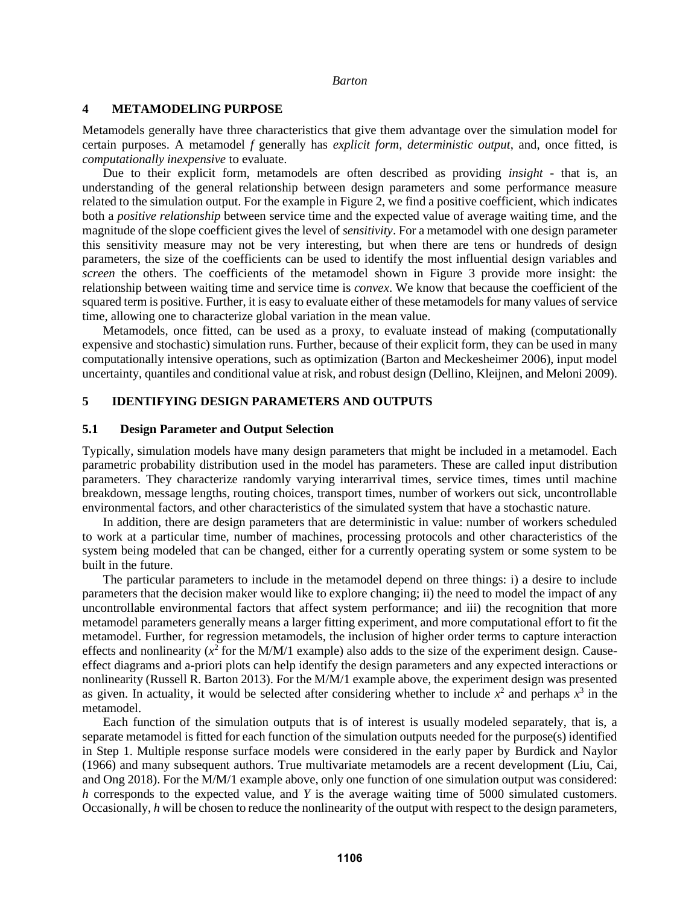## 4 METAMODELING PURPOSE

Metamodels generally have three characteristics that give them advantage over the simulation model for certain purposes. A metamodel $f$ generally has *explicit form*, *deterministic output*, and, once fitted, is *computationally inexpensive* to evaluate.

Due to their explicit form, metamodels are often described as providing *insight* - that is, an understanding of the general relationship between design parameters and some performance measure related to the simulation output. For the example in Figure 2, we find a positive coefficient, which indicates both a *positive relationship* between service time and the expected value of average waiting time, and the magnitude of the slope coefficient gives the level of *sensitivity*. For a metamodel with one design parameter this sensitivity measure may not be very interesting, but when there are tens or hundreds of design parameters, the size of the coefficients can be used to identify the most influential design variables and *screen* the others. The coefficients of the metamodel shown in Figure 3 provide more insight: the relationship between waiting time and service time is *convex*. We know that because the coefficient of the squared term is positive. Further, it is easy to evaluate either of these metamodels for many values of service time, allowing one to characterize global variation in the mean value.

Metamodels, once fitted, can be used as a proxy, to evaluate instead of making (computationally expensive and stochastic) simulation runs. Further, because of their explicit form, they can be used in many computationally intensive operations, such as optimization (Barton and Meckesheimer 2006), input model uncertainty, quantiles and conditional value at risk, and robust design (Dellino, Kleijnen, and Meloni 2009).

## 5 IDENTIFYING DESIGN PARAMETERS AND OUTPUTS

### 5.1 Design Parameter and Output Selection

Typically, simulation models have many design parameters that might be included in a metamodel. Each parametric probability distribution used in the model has parameters. These are called input distribution parameters. They characterize randomly varying interarrival times, service times, times until machine breakdown, message lengths, routing choices, transport times, number of workers out sick, uncontrollable environmental factors, and other characteristics of the simulated system that have a stochastic nature.

In addition, there are design parameters that are deterministic in value: number of workers scheduled to work at a particular time, number of machines, processing protocols and other characteristics of the system being modeled that can be changed, either for a currently operating system or some system to be built in the future.

The particular parameters to include in the metamodel depend on three things: i) a desire to include parameters that the decision maker would like to explore changing; ii) the need to model the impact of any uncontrollable environmental factors that affect system performance; and iii) the recognition that more metamodel parameters generally means a larger fitting experiment, and more computational effort to fit the metamodel. Further, for regression metamodels, the inclusion of higher order terms to capture interaction effects and nonlinearity ($x^2$ for the M/M/1 example) also adds to the size of the experiment design. Cause-effect diagrams and a-priori plots can help identify the design parameters and any expected interactions or nonlinearity (Russell R. Barton 2013). For the M/M/1 example above, the experiment design was presented as given. In actuality, it would be selected after considering whether to include $x^2$ and perhaps $x^3$ in the metamodel.

Each function of the simulation outputs that is of interest is usually modeled separately, that is, a separate metamodel is fitted for each function of the simulation outputs needed for the purpose(s) identified in Step 1. Multiple response surface models were considered in the early paper by Burdick and Naylor (1966) and many subsequent authors. True multivariate metamodels are a recent development (Liu, Cai, and Ong 2018). For the M/M/1 example above, only one function of one simulation output was considered: $h$ corresponds to the expected value, and $Y$ is the average waiting time of 5000 simulated customers. Occasionally, $h$ will be chosen to reduce the nonlinearity of the output with respect to the design parameters,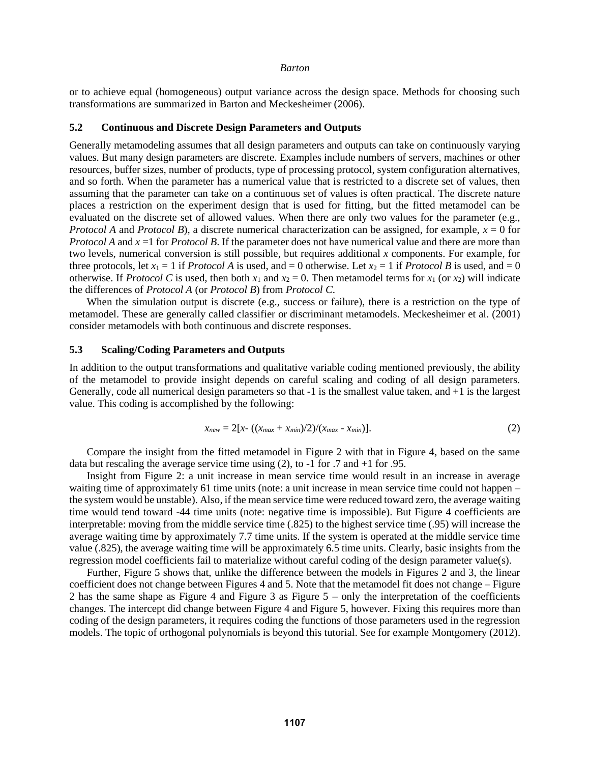or to achieve equal (homogeneous) output variance across the design space. Methods for choosing such transformations are summarized in Barton and Meckesheimer (2006).

### 5.2 Continuous and Discrete Design Parameters and Outputs

Generally metamodeling assumes that all design parameters and outputs can take on continuously varying values. But many design parameters are discrete. Examples include numbers of servers, machines or other resources, buffer sizes, number of products, type of processing protocol, system configuration alternatives, and so forth. When the parameter has a numerical value that is restricted to a discrete set of values, then assuming that the parameter can take on a continuous set of values is often practical. The discrete nature places a restriction on the experiment design that is used for fitting, but the fitted metamodel can be evaluated on the discrete set of allowed values. When there are only two values for the parameter (e.g., *Protocol A* and *Protocol B*), a discrete numerical characterization can be assigned, for example, $x = 0$ for *Protocol A* and $x = 1$ for *Protocol B*. If the parameter does not have numerical value and there are more than two levels, numerical conversion is still possible, but requires additional $x$ components. For example, for three protocols, let $x_1 = 1$ if *Protocol A* is used, and $= 0$ otherwise. Let $x_2 = 1$ if *Protocol B* is used, and $= 0$ otherwise. If *Protocol C* is used, then both $x_1$ and $x_2 = 0$. Then metamodel terms for $x_1$ (or $x_2$) will indicate the differences of *Protocol A* (or *Protocol B*) from *Protocol C*.

When the simulation output is discrete (e.g., success or failure), there is a restriction on the type of metamodel. These are generally called classifier or discriminant metamodels. Meckesheimer et al. (2001) consider metamodels with both continuous and discrete responses.

### 5.3 Scaling/Coding Parameters and Outputs

In addition to the output transformations and qualitative variable coding mentioned previously, the ability of the metamodel to provide insight depends on careful scaling and coding of all design parameters. Generally, code all numerical design parameters so that -1 is the smallest value taken, and +1 is the largest value. This coding is accomplished by the following:

$$x_{new} = 2[x - ((x_{max} + x_{min})/2)/(x_{max} - x_{min})]. \tag{2}$$

Compare the insight from the fitted metamodel in Figure 2 with that in Figure 4, based on the same data but rescaling the average service time using (2), to -1 for .7 and +1 for .95.

Insight from Figure 2: a unit increase in mean service time would result in an increase in average waiting time of approximately 61 time units (note: a unit increase in mean service time could not happen – the system would be unstable). Also, if the mean service time were reduced toward zero, the average waiting time would tend toward -44 time units (note: negative time is impossible). But Figure 4 coefficients are interpretable: moving from the middle service time (.825) to the highest service time (.95) will increase the average waiting time by approximately 7.7 time units. If the system is operated at the middle service time value (.825), the average waiting time will be approximately 6.5 time units. Clearly, basic insights from the regression model coefficients fail to materialize without careful coding of the design parameter value(s).

Further, Figure 5 shows that, unlike the difference between the models in Figures 2 and 3, the linear coefficient does not change between Figures 4 and 5. Note that the metamodel fit does not change – Figure 2 has the same shape as Figure 4 and Figure 3 as Figure 5 – only the interpretation of the coefficients changes. The intercept did change between Figure 4 and Figure 5, however. Fixing this requires more than coding of the design parameters, it requires coding the functions of those parameters used in the regression models. The topic of orthogonal polynomials is beyond this tutorial. See for example Montgomery (2012).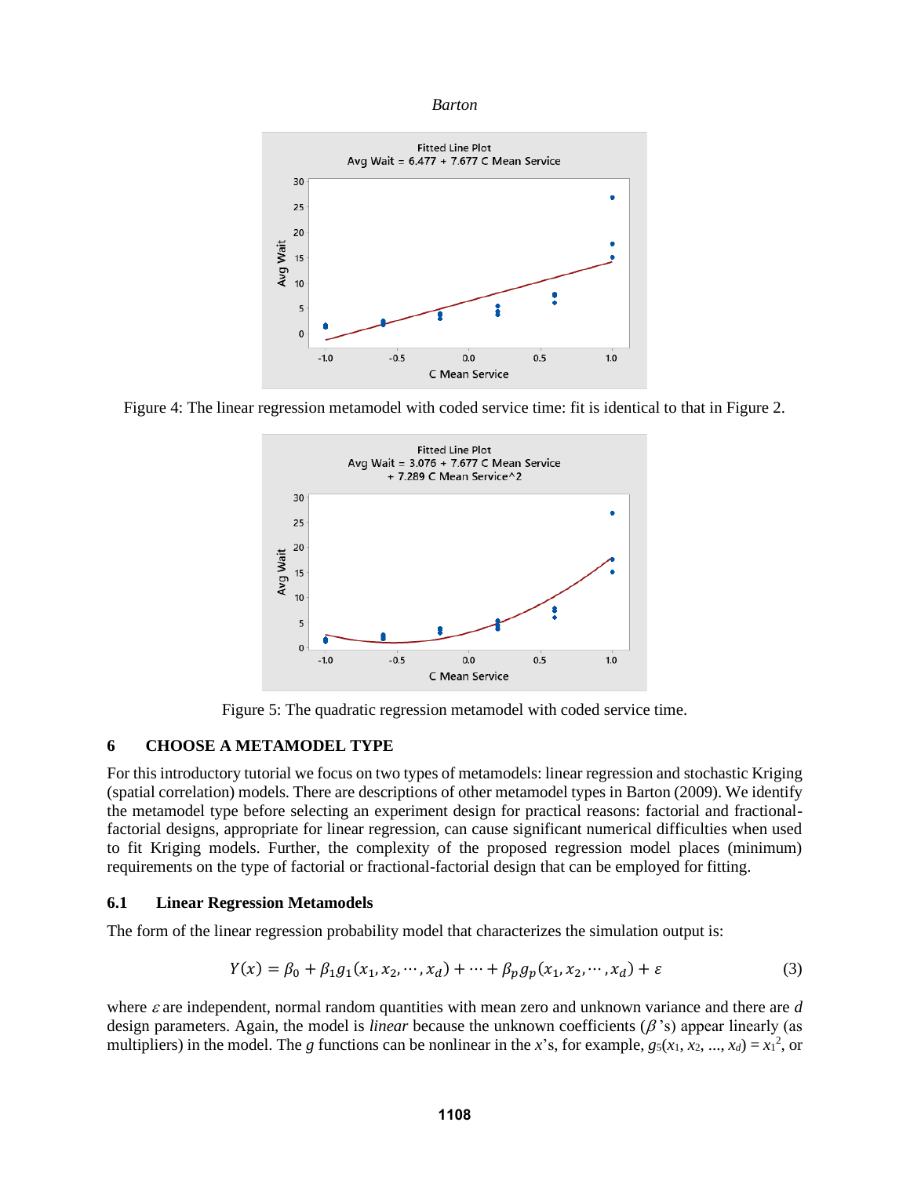Figure 4: The linear regression metamodel with coded service time: fit is identical to that in Figure 2.

Figure 5: The quadratic regression metamodel with coded service time.

## 6 CHOOSE A METAMODEL TYPE

For this introductory tutorial we focus on two types of metamodels: linear regression and stochastic Kriging (spatial correlation) models. There are descriptions of other metamodel types in Barton (2009). We identify the metamodel type before selecting an experiment design for practical reasons: factorial and fractional-factorial designs, appropriate for linear regression, can cause significant numerical difficulties when used to fit Kriging models. Further, the complexity of the proposed regression model places (minimum) requirements on the type of factorial or fractional-factorial design that can be employed for fitting.

### 6.1 Linear Regression Metamodels

The form of the linear regression probability model that characterizes the simulation output is:

$$Y(x) = \beta_0 + \beta_1 g_1(x_1, x_2, \cdots, x_d) + \cdots + \beta_p g_p(x_1, x_2, \cdots, x_d) + \varepsilon \tag{3}$$

where $\varepsilon$ are independent, normal random quantities with mean zero and unknown variance and there are $d$ design parameters. Again, the model is *linear* because the unknown coefficients ($\beta$'s) appear linearly (as multipliers) in the model. The $g$ functions can be nonlinear in the $x$'s, for example, $g_5(x_1, x_2, ..., x_d) = x_1^2$, or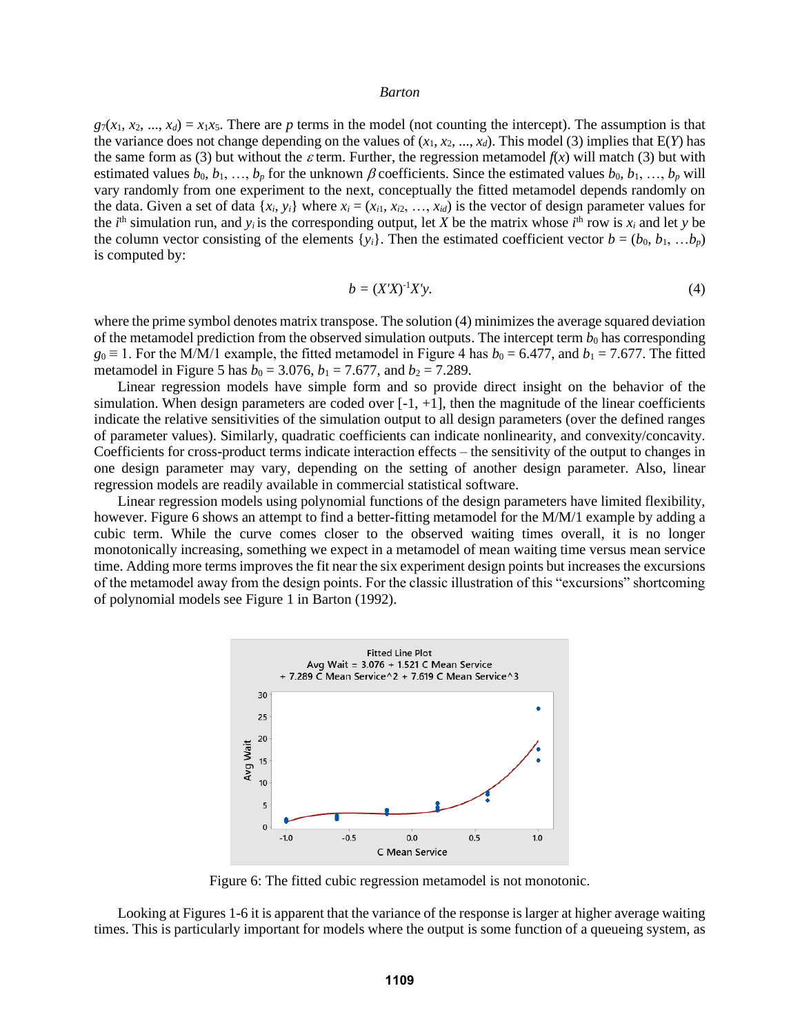$g_7(x_1, x_2, ..., x_d) = x_1x_5$. There are $p$ terms in the model (not counting the intercept). The assumption is that the variance does not change depending on the values of $(x_1, x_2, ..., x_d)$. This model (3) implies that E($Y$) has the same form as (3) but without the $\varepsilon$ term. Further, the regression metamodel $f(x)$ will match (3) but with estimated values $b_0, b_1, \ldots, b_p$ for the unknown $\beta$ coefficients. Since the estimated values $b_0, b_1, \ldots, b_p$ will vary randomly from one experiment to the next, conceptually the fitted metamodel depends randomly on the data. Given a set of data $\{x_i, y_i\}$ where $x_i = (x_{i1}, x_{i2}, \ldots, x_{id})$ is the vector of design parameter values for the $i^{\text{th}}$ simulation run, and $y_i$ is the corresponding output, let $X$ be the matrix whose $i^{\text{th}}$ row is $x_i$ and let $y$ be the column vector consisting of the elements $\{y_i\}$. Then the estimated coefficient vector $b = (b_0, b_1, \ldots b_p)$ is computed by:

$$b = (X'X)^{-1}X'y. \tag{4}$$

where the prime symbol denotes matrix transpose. The solution (4) minimizes the average squared deviation of the metamodel prediction from the observed simulation outputs. The intercept term $b_0$ has corresponding $g_0 \equiv 1$. For the M/M/1 example, the fitted metamodel in Figure 4 has $b_0 = 6.477$, and $b_1 = 7.677$. The fitted metamodel in Figure 5 has $b_0 = 3.076$, $b_1 = 7.677$, and $b_2 = 7.289$.

Linear regression models have simple form and so provide direct insight on the behavior of the simulation. When design parameters are coded over [-1, +1], then the magnitude of the linear coefficients indicate the relative sensitivities of the simulation output to all design parameters (over the defined ranges of parameter values). Similarly, quadratic coefficients can indicate nonlinearity, and convexity/concavity. Coefficients for cross-product terms indicate interaction effects – the sensitivity of the output to changes in one design parameter may vary, depending on the setting of another design parameter. Also, linear regression models are readily available in commercial statistical software.

Linear regression models using polynomial functions of the design parameters have limited flexibility, however. Figure 6 shows an attempt to find a better-fitting metamodel for the M/M/1 example by adding a cubic term. While the curve comes closer to the observed waiting times overall, it is no longer monotonically increasing, something we expect in a metamodel of mean waiting time versus mean service time. Adding more terms improves the fit near the six experiment design points but increases the excursions of the metamodel away from the design points. For the classic illustration of this "excursions" shortcoming of polynomial models see Figure 1 in Barton (1992).

Fitted Line Plot
Avg Wait = 3.076 + 1.521 C Mean Service + 7.289 C Mean Service^2 + 7.619 C Mean Service^3

Figure 6: The fitted cubic regression metamodel is not monotonic.

Looking at Figures 1-6 it is apparent that the variance of the response is larger at higher average waiting times. This is particularly important for models where the output is some function of a queueing system, as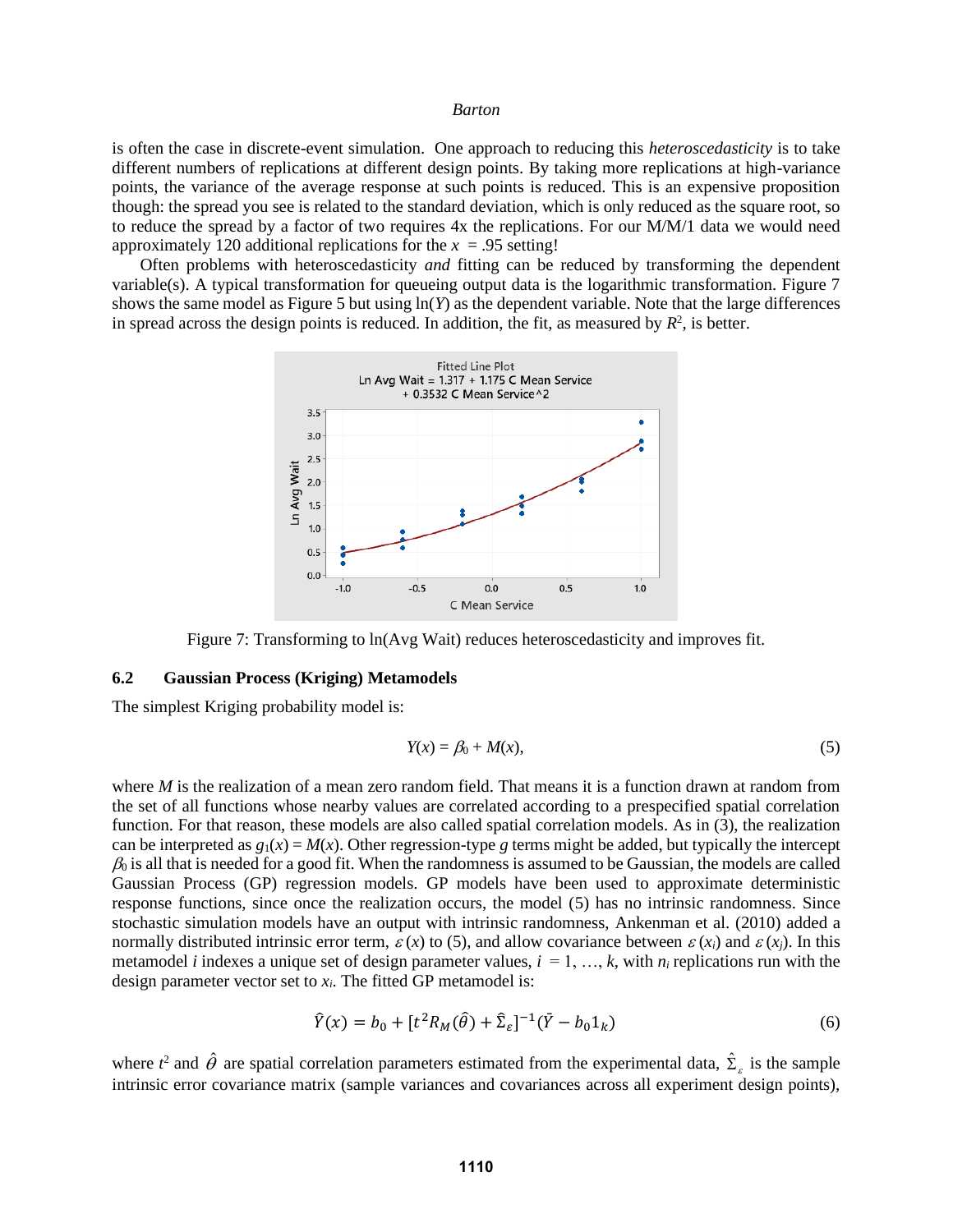is often the case in discrete-event simulation. One approach to reducing this *heteroscedasticity* is to take different numbers of replications at different design points. By taking more replications at high-variance points, the variance of the average response at such points is reduced. This is an expensive proposition though: the spread you see is related to the standard deviation, which is only reduced as the square root, so to reduce the spread by a factor of two requires 4x the replications. For our M/M/1 data we would need approximately 120 additional replications for the $x = .95$ setting!

Often problems with heteroscedasticity *and* fitting can be reduced by transforming the dependent variable(s). A typical transformation for queueing output data is the logarithmic transformation. Figure 7 shows the same model as Figure 5 but using $\ln(Y)$ as the dependent variable. Note that the large differences in spread across the design points is reduced. In addition, the fit, as measured by $R^2$, is better.

Figure 7: Transforming to ln(Avg Wait) reduces heteroscedasticity and improves fit.

### 6.2 Gaussian Process (Kriging) Metamodels

The simplest Kriging probability model is:

$$Y(x) = \beta_0 + M(x), \tag{5}$$

where $M$ is the realization of a mean zero random field. That means it is a function drawn at random from the set of all functions whose nearby values are correlated according to a prespecified spatial correlation function. For that reason, these models are also called spatial correlation models. As in (3), the realization can be interpreted as $g_1(x) = M(x)$. Other regression-type $g$ terms might be added, but typically the intercept $\beta_0$ is all that is needed for a good fit. When the randomness is assumed to be Gaussian, the models are called Gaussian Process (GP) regression models. GP models have been used to approximate deterministic response functions, since once the realization occurs, the model (5) has no intrinsic randomness. Since stochastic simulation models have an output with intrinsic randomness, Ankenman et al. (2010) added a normally distributed intrinsic error term, $\varepsilon(x)$ to (5), and allow covariance between $\varepsilon(x_i)$ and $\varepsilon(x_j)$. In this metamodel $i$ indexes a unique set of design parameter values, $i = 1, \ldots, k$, with $n_i$ replications run with the design parameter vector set to $x_i$. The fitted GP metamodel is:

$$\hat{Y}(x) = b_0 + [t^2 R_M(\hat{\theta}) + \hat{\Sigma}_\varepsilon]^{-1}(\bar{Y} - b_0 1_k) \tag{6}$$

where $t^2$ and $\hat{\theta}$ are spatial correlation parameters estimated from the experimental data, $\hat{\Sigma}_\varepsilon$ is the sample intrinsic error covariance matrix (sample variances and covariances across all experiment design points),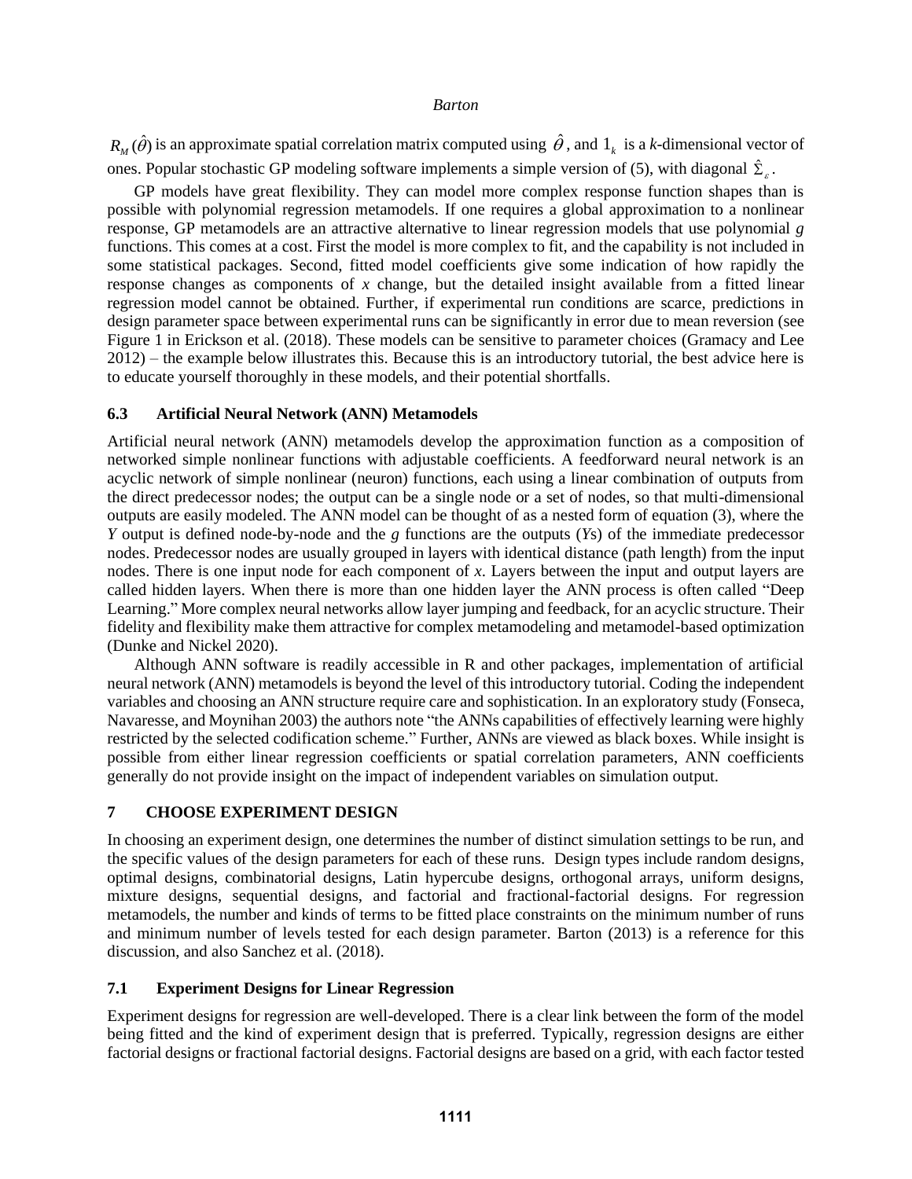$R_M(\hat{\theta})$ is an approximate spatial correlation matrix computed using $\hat{\theta}$, and $1_k$ is a $k$-dimensional vector of ones. Popular stochastic GP modeling software implements a simple version of (5), with diagonal $\hat{\Sigma}_{\varepsilon}$.

GP models have great flexibility. They can model more complex response function shapes than is possible with polynomial regression metamodels. If one requires a global approximation to a nonlinear response, GP metamodels are an attractive alternative to linear regression models that use polynomial $g$ functions. This comes at a cost. First the model is more complex to fit, and the capability is not included in some statistical packages. Second, fitted model coefficients give some indication of how rapidly the response changes as components of $x$ change, but the detailed insight available from a fitted linear regression model cannot be obtained. Further, if experimental run conditions are scarce, predictions in design parameter space between experimental runs can be significantly in error due to mean reversion (see Figure 1 in Erickson et al. (2018). These models can be sensitive to parameter choices (Gramacy and Lee 2012) – the example below illustrates this. Because this is an introductory tutorial, the best advice here is to educate yourself thoroughly in these models, and their potential shortfalls.

### 6.3 Artificial Neural Network (ANN) Metamodels

Artificial neural network (ANN) metamodels develop the approximation function as a composition of networked simple nonlinear functions with adjustable coefficients. A feedforward neural network is an acyclic network of simple nonlinear (neuron) functions, each using a linear combination of outputs from the direct predecessor nodes; the output can be a single node or a set of nodes, so that multi-dimensional outputs are easily modeled. The ANN model can be thought of as a nested form of equation (3), where the $Y$ output is defined node-by-node and the $g$ functions are the outputs ($Y$s) of the immediate predecessor nodes. Predecessor nodes are usually grouped in layers with identical distance (path length) from the input nodes. There is one input node for each component of $x$. Layers between the input and output layers are called hidden layers. When there is more than one hidden layer the ANN process is often called "Deep Learning." More complex neural networks allow layer jumping and feedback, for an acyclic structure. Their fidelity and flexibility make them attractive for complex metamodeling and metamodel-based optimization (Dunke and Nickel 2020).

Although ANN software is readily accessible in R and other packages, implementation of artificial neural network (ANN) metamodels is beyond the level of this introductory tutorial. Coding the independent variables and choosing an ANN structure require care and sophistication. In an exploratory study (Fonseca, Navaresse, and Moynihan 2003) the authors note "the ANNs capabilities of effectively learning were highly restricted by the selected codification scheme." Further, ANNs are viewed as black boxes. While insight is possible from either linear regression coefficients or spatial correlation parameters, ANN coefficients generally do not provide insight on the impact of independent variables on simulation output.

## 7 CHOOSE EXPERIMENT DESIGN

In choosing an experiment design, one determines the number of distinct simulation settings to be run, and the specific values of the design parameters for each of these runs. Design types include random designs, optimal designs, combinatorial designs, Latin hypercube designs, orthogonal arrays, uniform designs, mixture designs, sequential designs, and factorial and fractional-factorial designs. For regression metamodels, the number and kinds of terms to be fitted place constraints on the minimum number of runs and minimum number of levels tested for each design parameter. Barton (2013) is a reference for this discussion, and also Sanchez et al. (2018).

### 7.1 Experiment Designs for Linear Regression

Experiment designs for regression are well-developed. There is a clear link between the form of the model being fitted and the kind of experiment design that is preferred. Typically, regression designs are either factorial designs or fractional factorial designs. Factorial designs are based on a grid, with each factor tested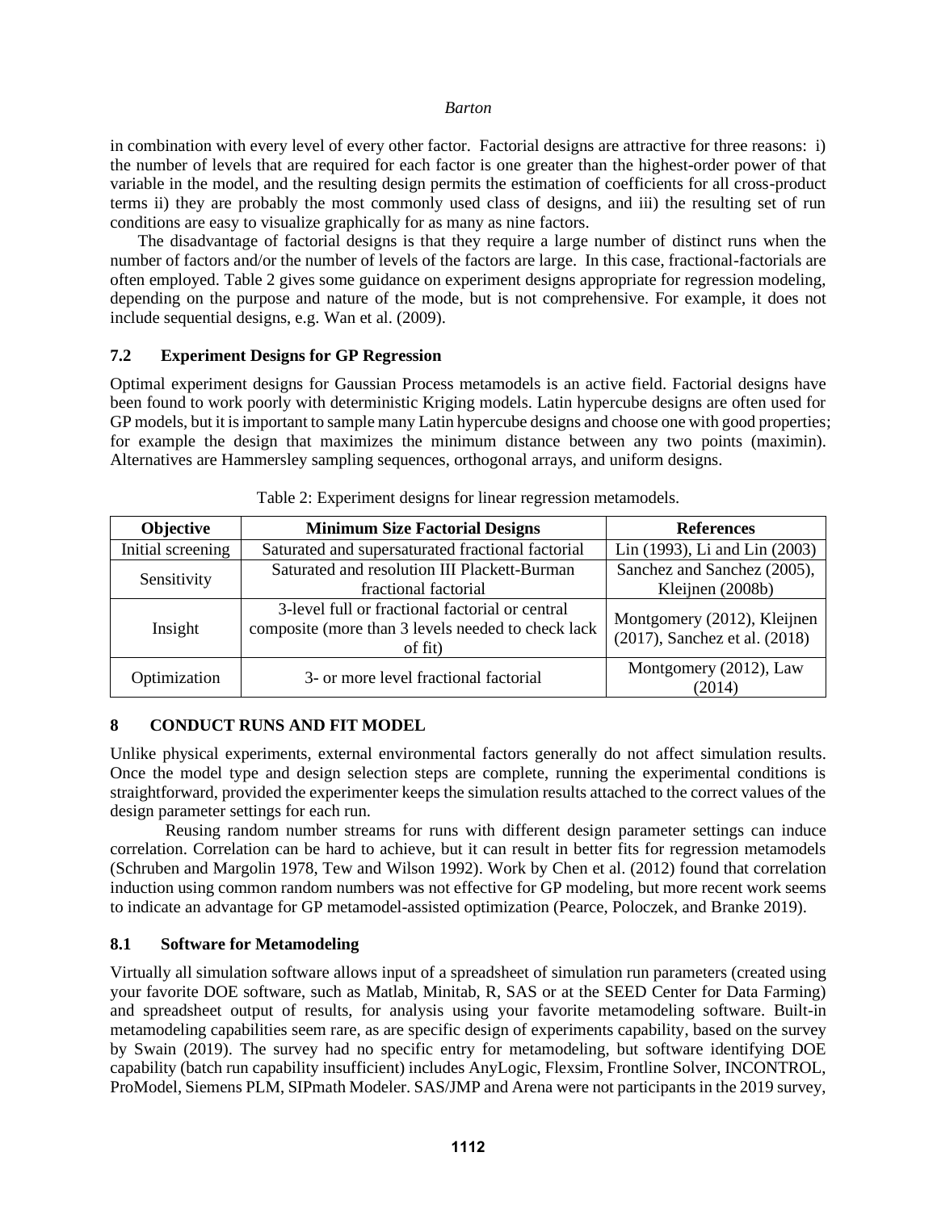in combination with every level of every other factor. Factorial designs are attractive for three reasons: i) the number of levels that are required for each factor is one greater than the highest-order power of that variable in the model, and the resulting design permits the estimation of coefficients for all cross-product terms ii) they are probably the most commonly used class of designs, and iii) the resulting set of run conditions are easy to visualize graphically for as many as nine factors.

The disadvantage of factorial designs is that they require a large number of distinct runs when the number of factors and/or the number of levels of the factors are large. In this case, fractional-factorials are often employed. Table 2 gives some guidance on experiment designs appropriate for regression modeling, depending on the purpose and nature of the mode, but is not comprehensive. For example, it does not include sequential designs, e.g. Wan et al. (2009).

### 7.2 Experiment Designs for GP Regression

Optimal experiment designs for Gaussian Process metamodels is an active field. Factorial designs have been found to work poorly with deterministic Kriging models. Latin hypercube designs are often used for GP models, but it is important to sample many Latin hypercube designs and choose one with good properties; for example the design that maximizes the minimum distance between any two points (maximin). Alternatives are Hammersley sampling sequences, orthogonal arrays, and uniform designs.

Table 2: Experiment designs for linear regression metamodels.

| Objective | Minimum Size Factorial Designs | References |
| --- | --- | --- |
| Initial screening | Saturated and supersaturated fractional factorial | Lin (1993), Li and Lin (2003) |
| Sensitivity | Saturated and resolution III Plackett-Burman fractional factorial | Sanchez and Sanchez (2005), Kleijnen (2008b) |
| Insight | 3-level full or fractional factorial or central composite (more than 3 levels needed to check lack of fit) | Montgomery (2012), Kleijnen (2017), Sanchez et al. (2018) |
| Optimization | 3- or more level fractional factorial | Montgomery (2012), Law (2014) |

## 8 CONDUCT RUNS AND FIT MODEL

Unlike physical experiments, external environmental factors generally do not affect simulation results. Once the model type and design selection steps are complete, running the experimental conditions is straightforward, provided the experimenter keeps the simulation results attached to the correct values of the design parameter settings for each run.

Reusing random number streams for runs with different design parameter settings can induce correlation. Correlation can be hard to achieve, but it can result in better fits for regression metamodels (Schruben and Margolin 1978, Tew and Wilson 1992). Work by Chen et al. (2012) found that correlation induction using common random numbers was not effective for GP modeling, but more recent work seems to indicate an advantage for GP metamodel-assisted optimization (Pearce, Poloczek, and Branke 2019).

### 8.1 Software for Metamodeling

Virtually all simulation software allows input of a spreadsheet of simulation run parameters (created using your favorite DOE software, such as Matlab, Minitab, R, SAS or at the SEED Center for Data Farming) and spreadsheet output of results, for analysis using your favorite metamodeling software. Built-in metamodeling capabilities seem rare, as are specific design of experiments capability, based on the survey by Swain (2019). The survey had no specific entry for metamodeling, but software identifying DOE capability (batch run capability insufficient) includes AnyLogic, Flexsim, Frontline Solver, INCONTROL, ProModel, Siemens PLM, SIPmath Modeler. SAS/JMP and Arena were not participants in the 2019 survey,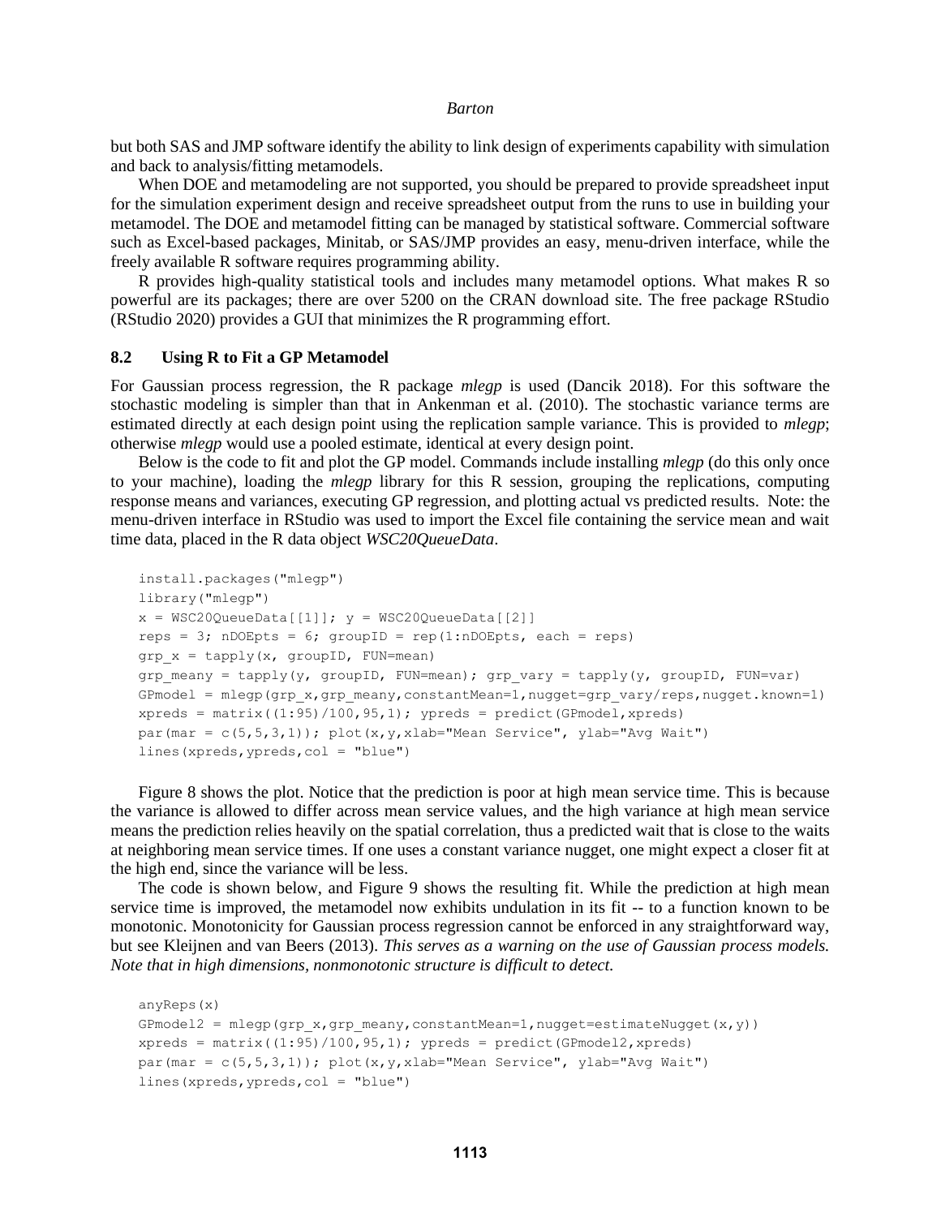but both SAS and JMP software identify the ability to link design of experiments capability with simulation and back to analysis/fitting metamodels.

When DOE and metamodeling are not supported, you should be prepared to provide spreadsheet input for the simulation experiment design and receive spreadsheet output from the runs to use in building your metamodel. The DOE and metamodel fitting can be managed by statistical software. Commercial software such as Excel-based packages, Minitab, or SAS/JMP provides an easy, menu-driven interface, while the freely available R software requires programming ability.

R provides high-quality statistical tools and includes many metamodel options. What makes R so powerful are its packages; there are over 5200 on the CRAN download site. The free package RStudio (RStudio 2020) provides a GUI that minimizes the R programming effort.

### 8.2 Using R to Fit a GP Metamodel

For Gaussian process regression, the R package *mlegp* is used (Dancik 2018). For this software the stochastic modeling is simpler than that in Ankenman et al. (2010). The stochastic variance terms are estimated directly at each design point using the replication sample variance. This is provided to *mlegp*; otherwise *mlegp* would use a pooled estimate, identical at every design point.

Below is the code to fit and plot the GP model. Commands include installing *mlegp* (do this only once to your machine), loading the *mlegp* library for this R session, grouping the replications, computing response means and variances, executing GP regression, and plotting actual vs predicted results. Note: the menu-driven interface in RStudio was used to import the Excel file containing the service mean and wait time data, placed in the R data object *WSC20QueueData*.

```
install.packages("mlegp")
library("mlegp")
x = WSC20QueueData[[1]]; y = WSC20QueueData[[2]]
reps = 3; nDOEpts = 6; groupID = rep(1:nDOEpts, each = reps)
grp_x = tapply(x, groupID, FUN=mean)
grp_meany = tapply(y, groupID, FUN=mean); grp_vary = tapply(y, groupID, FUN=var)
GPmodel = mlegp(grp_x,grp_meany,constantMean=1,nugget=grp_vary/reps,nugget.known=1)
xpreds = matrix((1:95)/100,95,1); ypreds = predict(GPmodel,xpreds)
par(mar = c(5,5,3,1)); plot(x,y,xlab="Mean Service", ylab="Avg Wait")
lines(xpreds,ypreds,col = "blue")
```

Figure 8 shows the plot. Notice that the prediction is poor at high mean service time. This is because the variance is allowed to differ across mean service values, and the high variance at high mean service means the prediction relies heavily on the spatial correlation, thus a predicted wait that is close to the waits at neighboring mean service times. If one uses a constant variance nugget, one might expect a closer fit at the high end, since the variance will be less.

The code is shown below, and Figure 9 shows the resulting fit. While the prediction at high mean service time is improved, the metamodel now exhibits undulation in its fit -- to a function known to be monotonic. Monotonicity for Gaussian process regression cannot be enforced in any straightforward way, but see Kleijnen and van Beers (2013). *This serves as a warning on the use of Gaussian process models. Note that in high dimensions, nonmonotonic structure is difficult to detect.*

```
anyReps(x)
GPmodel2 = mlegp(grp_x,grp_meany,constantMean=1,nugget=estimateNugget(x,y))
xpreds = matrix((1:95)/100,95,1); ypreds = predict(GPmodel2,xpreds)
par(mar = c(5,5,3,1)); plot(x,y,xlab="Mean Service", ylab="Avg Wait")
lines(xpreds,ypreds,col = "blue")
```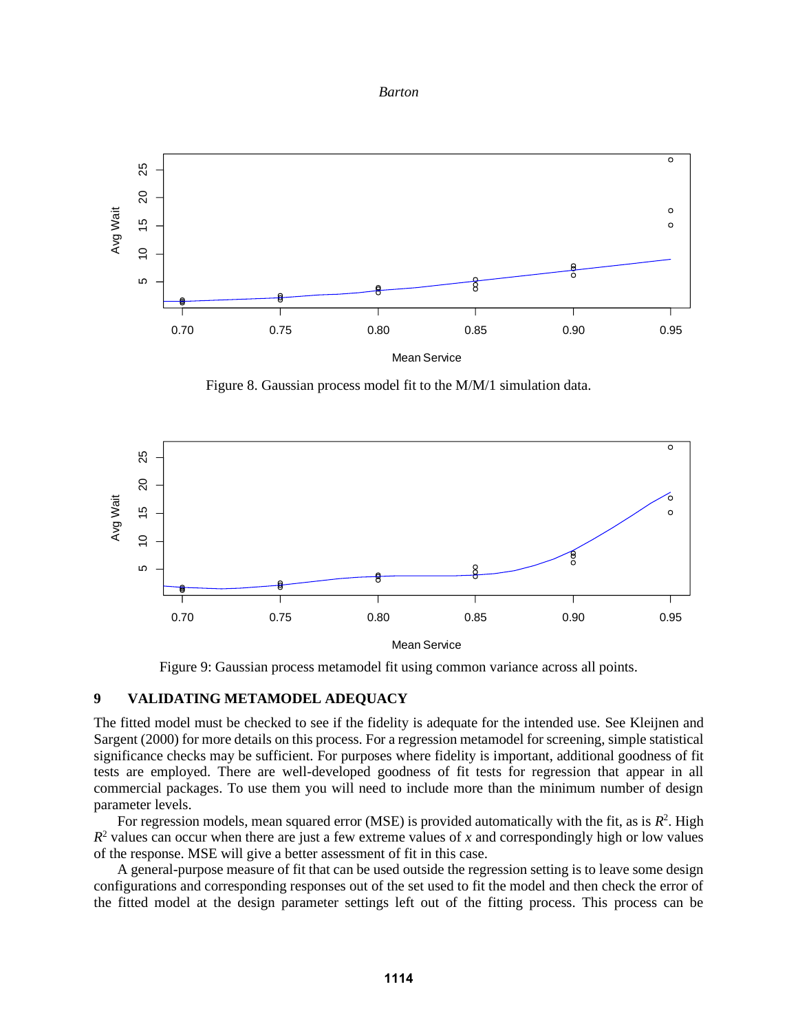Figure 8. Gaussian process model fit to the M/M/1 simulation data.

Figure 9: Gaussian process metamodel fit using common variance across all points.

## 9 VALIDATING METAMODEL ADEQUACY

The fitted model must be checked to see if the fidelity is adequate for the intended use. See Kleijnen and Sargent (2000) for more details on this process. For a regression metamodel for screening, simple statistical significance checks may be sufficient. For purposes where fidelity is important, additional goodness of fit tests are employed. There are well-developed goodness of fit tests for regression that appear in all commercial packages. To use them you will need to include more than the minimum number of design parameter levels.

For regression models, mean squared error (MSE) is provided automatically with the fit, as is $R^2$. High $R^2$ values can occur when there are just a few extreme values of $x$ and correspondingly high or low values of the response. MSE will give a better assessment of fit in this case.

A general-purpose measure of fit that can be used outside the regression setting is to leave some design configurations and corresponding responses out of the set used to fit the model and then check the error of the fitted model at the design parameter settings left out of the fitting process. This process can be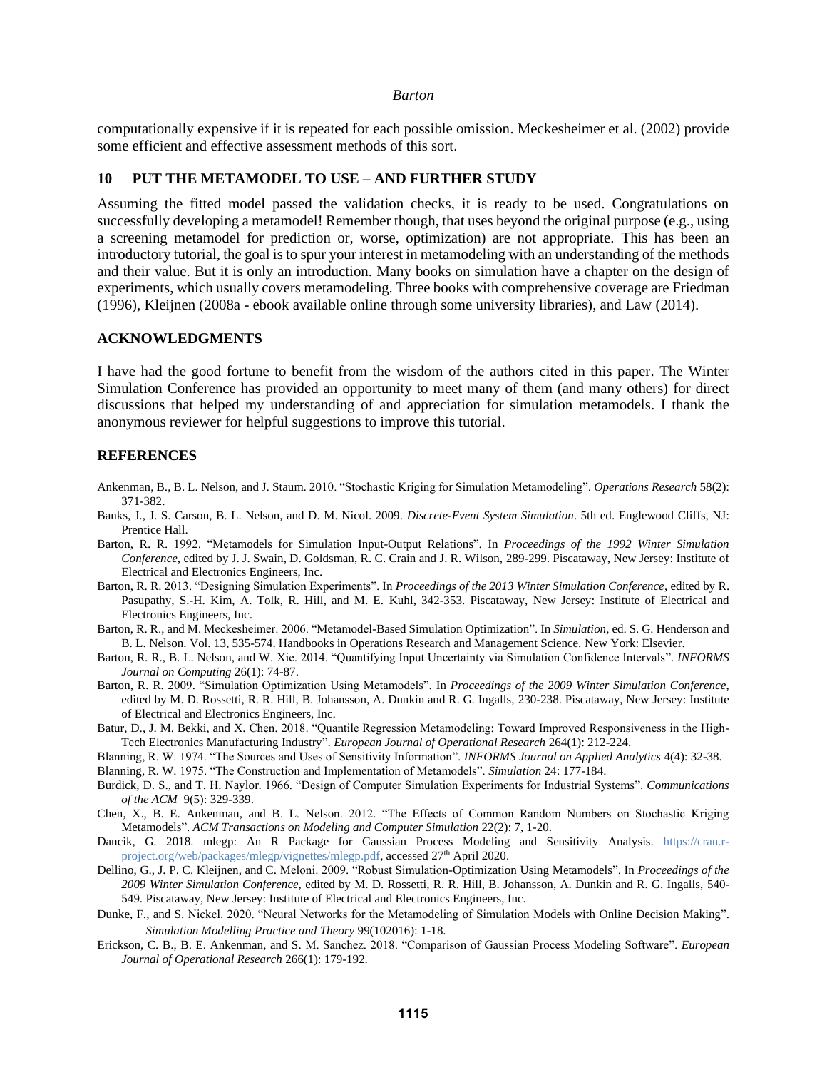computationally expensive if it is repeated for each possible omission. Meckesheimer et al. (2002) provide some efficient and effective assessment methods of this sort.

## 10 PUT THE METAMODEL TO USE – AND FURTHER STUDY

Assuming the fitted model passed the validation checks, it is ready to be used. Congratulations on successfully developing a metamodel! Remember though, that uses beyond the original purpose (e.g., using a screening metamodel for prediction or, worse, optimization) are not appropriate. This has been an introductory tutorial, the goal is to spur your interest in metamodeling with an understanding of the methods and their value. But it is only an introduction. Many books on simulation have a chapter on the design of experiments, which usually covers metamodeling. Three books with comprehensive coverage are Friedman (1996), Kleijnen (2008a - ebook available online through some university libraries), and Law (2014).

## ACKNOWLEDGMENTS

I have had the good fortune to benefit from the wisdom of the authors cited in this paper. The Winter Simulation Conference has provided an opportunity to meet many of them (and many others) for direct discussions that helped my understanding of and appreciation for simulation metamodels. I thank the anonymous reviewer for helpful suggestions to improve this tutorial.

## REFERENCES

Ankenman, B., B. L. Nelson, and J. Staum. 2010. "Stochastic Kriging for Simulation Metamodeling". *Operations Research* 58(2): 371-382.

Banks, J., J. S. Carson, B. L. Nelson, and D. M. Nicol. 2009. *Discrete-Event System Simulation*. 5th ed. Englewood Cliffs, NJ: Prentice Hall.

Barton, R. R. 1992. "Metamodels for Simulation Input-Output Relations". In *Proceedings of the 1992 Winter Simulation Conference*, edited by J. J. Swain, D. Goldsman, R. C. Crain and J. R. Wilson, 289-299. Piscataway, New Jersey: Institute of Electrical and Electronics Engineers, Inc.

Barton, R. R. 2013. "Designing Simulation Experiments". In *Proceedings of the 2013 Winter Simulation Conference*, edited by R. Pasupathy, S.-H. Kim, A. Tolk, R. Hill, and M. E. Kuhl, 342-353. Piscataway, New Jersey: Institute of Electrical and Electronics Engineers, Inc.

Barton, R. R., and M. Meckesheimer. 2006. "Metamodel-Based Simulation Optimization". In *Simulation*, ed. S. G. Henderson and B. L. Nelson. Vol. 13, 535-574. Handbooks in Operations Research and Management Science. New York: Elsevier.

Barton, R. R., B. L. Nelson, and W. Xie. 2014. "Quantifying Input Uncertainty via Simulation Confidence Intervals". *INFORMS Journal on Computing* 26(1): 74-87.

Barton, R. R. 2009. "Simulation Optimization Using Metamodels". In *Proceedings of the 2009 Winter Simulation Conference*, edited by M. D. Rossetti, R. R. Hill, B. Johansson, A. Dunkin and R. G. Ingalls, 230-238. Piscataway, New Jersey: Institute of Electrical and Electronics Engineers, Inc.

Batur, D., J. M. Bekki, and X. Chen. 2018. "Quantile Regression Metamodeling: Toward Improved Responsiveness in the High-Tech Electronics Manufacturing Industry". *European Journal of Operational Research* 264(1): 212-224.

Blanning, R. W. 1974. "The Sources and Uses of Sensitivity Information". *INFORMS Journal on Applied Analytics* 4(4): 32-38.

Blanning, R. W. 1975. "The Construction and Implementation of Metamodels". *Simulation* 24: 177-184.

Burdick, D. S., and T. H. Naylor. 1966. "Design of Computer Simulation Experiments for Industrial Systems". *Communications of the ACM* 9(5): 329-339.

Chen, X., B. E. Ankenman, and B. L. Nelson. 2012. "The Effects of Common Random Numbers on Stochastic Kriging Metamodels". *ACM Transactions on Modeling and Computer Simulation* 22(2): 7, 1-20.

Dancik, G. 2018. mlegp: An R Package for Gaussian Process Modeling and Sensitivity Analysis. https://cran.r-project.org/web/packages/mlegp/vignettes/mlegp.pdf, accessed 27th April 2020.

Dellino, G., J. P. C. Kleijnen, and C. Meloni. 2009. "Robust Simulation-Optimization Using Metamodels". In *Proceedings of the 2009 Winter Simulation Conference*, edited by M. D. Rossetti, R. R. Hill, B. Johansson, A. Dunkin and R. G. Ingalls, 540-549. Piscataway, New Jersey: Institute of Electrical and Electronics Engineers, Inc.

Dunke, F., and S. Nickel. 2020. "Neural Networks for the Metamodeling of Simulation Models with Online Decision Making". *Simulation Modelling Practice and Theory* 99(102016): 1-18.

Erickson, C. B., B. E. Ankenman, and S. M. Sanchez. 2018. "Comparison of Gaussian Process Modeling Software". *European Journal of Operational Research* 266(1): 179-192.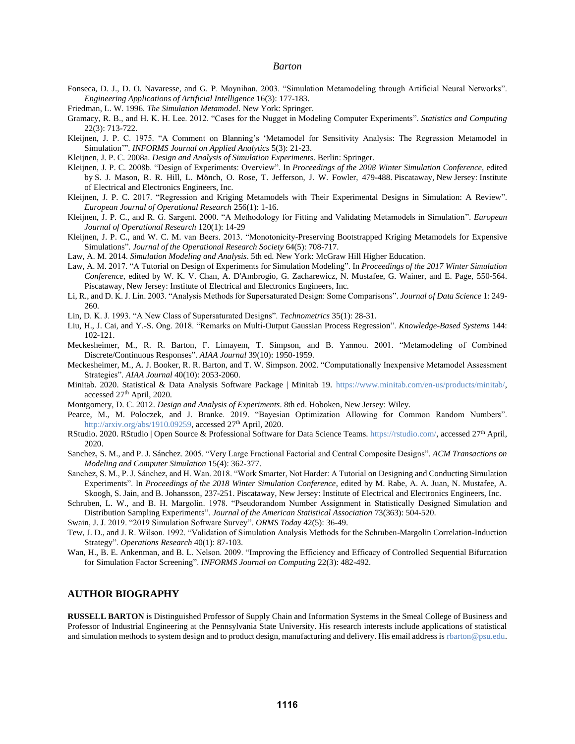Fonseca, D. J., D. O. Navaresse, and G. P. Moynihan. 2003. "Simulation Metamodeling through Artificial Neural Networks". *Engineering Applications of Artificial Intelligence* 16(3): 177-183.

Friedman, L. W. 1996. *The Simulation Metamodel*. New York: Springer.

Gramacy, R. B., and H. K. H. Lee. 2012. "Cases for the Nugget in Modeling Computer Experiments". *Statistics and Computing* 22(3): 713-722.

Kleijnen, J. P. C. 1975. "A Comment on Blanning's 'Metamodel for Sensitivity Analysis: The Regression Metamodel in Simulation'". *INFORMS Journal on Applied Analytics* 5(3): 21-23.

Kleijnen, J. P. C. 2008a. *Design and Analysis of Simulation Experiments*. Berlin: Springer.

Kleijnen, J. P. C. 2008b. "Design of Experiments: Overview". In *Proceedings of the 2008 Winter Simulation Conference*, edited by S. J. Mason, R. R. Hill, L. Mönch, O. Rose, T. Jefferson, J. W. Fowler, 479-488. Piscataway, New Jersey: Institute of Electrical and Electronics Engineers, Inc.

Kleijnen, J. P. C. 2017. "Regression and Kriging Metamodels with Their Experimental Designs in Simulation: A Review". *European Journal of Operational Research* 256(1): 1-16.

Kleijnen, J. P. C., and R. G. Sargent. 2000. "A Methodology for Fitting and Validating Metamodels in Simulation". *European Journal of Operational Research* 120(1): 14-29

Kleijnen, J. P. C., and W. C. M. van Beers. 2013. "Monotonicity-Preserving Bootstrapped Kriging Metamodels for Expensive Simulations". *Journal of the Operational Research Society* 64(5): 708-717.

Law, A. M. 2014. *Simulation Modeling and Analysis*. 5th ed. New York: McGraw Hill Higher Education.

Law, A. M. 2017. "A Tutorial on Design of Experiments for Simulation Modeling". In *Proceedings of the 2017 Winter Simulation Conference*, edited by W. K. V. Chan, A. D'Ambrogio, G. Zacharewicz, N. Mustafee, G. Wainer, and E. Page, 550-564. Piscataway, New Jersey: Institute of Electrical and Electronics Engineers, Inc.

Li, R., and D. K. J. Lin. 2003. "Analysis Methods for Supersaturated Design: Some Comparisons". *Journal of Data Science* 1: 249-260.

Lin, D. K. J. 1993. "A New Class of Supersaturated Designs". *Technometrics* 35(1): 28-31.

Liu, H., J. Cai, and Y.-S. Ong. 2018. "Remarks on Multi-Output Gaussian Process Regression". *Knowledge-Based Systems* 144: 102-121.

Meckesheimer, M., R. R. Barton, F. Limayem, T. Simpson, and B. Yannou. 2001. "Metamodeling of Combined Discrete/Continuous Responses". *AIAA Journal* 39(10): 1950-1959.

Meckesheimer, M., A. J. Booker, R. R. Barton, and T. W. Simpson. 2002. "Computationally Inexpensive Metamodel Assessment Strategies". *AIAA Journal* 40(10): 2053-2060.

Minitab. 2020. Statistical & Data Analysis Software Package | Minitab 19. https://www.minitab.com/en-us/products/minitab/, accessed 27th April, 2020.

Montgomery, D. C. 2012. *Design and Analysis of Experiments*. 8th ed. Hoboken, New Jersey: Wiley.

Pearce, M., M. Poloczek, and J. Branke. 2019. "Bayesian Optimization Allowing for Common Random Numbers". http://arxiv.org/abs/1910.09259, accessed 27th April, 2020.

RStudio. 2020. RStudio | Open Source & Professional Software for Data Science Teams. https://rstudio.com/, accessed 27th April, 2020.

Sanchez, S. M., and P. J. Sánchez. 2005. "Very Large Fractional Factorial and Central Composite Designs". *ACM Transactions on Modeling and Computer Simulation* 15(4): 362-377.

Sanchez, S. M., P. J. Sánchez, and H. Wan. 2018. "Work Smarter, Not Harder: A Tutorial on Designing and Conducting Simulation Experiments". In *Proceedings of the 2018 Winter Simulation Conference*, edited by M. Rabe, A. A. Juan, N. Mustafee, A. Skoogh, S. Jain, and B. Johansson, 237-251. Piscataway, New Jersey: Institute of Electrical and Electronics Engineers, Inc.

Schruben, L. W., and B. H. Margolin. 1978. "Pseudorandom Number Assignment in Statistically Designed Simulation and Distribution Sampling Experiments". *Journal of the American Statistical Association* 73(363): 504-520.

Swain, J. J. 2019. "2019 Simulation Software Survey". *ORMS Today* 42(5): 36-49.

Tew, J. D., and J. R. Wilson. 1992. "Validation of Simulation Analysis Methods for the Schruben-Margolin Correlation-Induction Strategy". *Operations Research* 40(1): 87-103.

Wan, H., B. E. Ankenman, and B. L. Nelson. 2009. "Improving the Efficiency and Efficacy of Controlled Sequential Bifurcation for Simulation Factor Screening". *INFORMS Journal on Computing* 22(3): 482-492.

## AUTHOR BIOGRAPHY

**RUSSELL BARTON** is Distinguished Professor of Supply Chain and Information Systems in the Smeal College of Business and Professor of Industrial Engineering at the Pennsylvania State University. His research interests include applications of statistical and simulation methods to system design and to product design, manufacturing and delivery. His email address is rbarton@psu.edu.